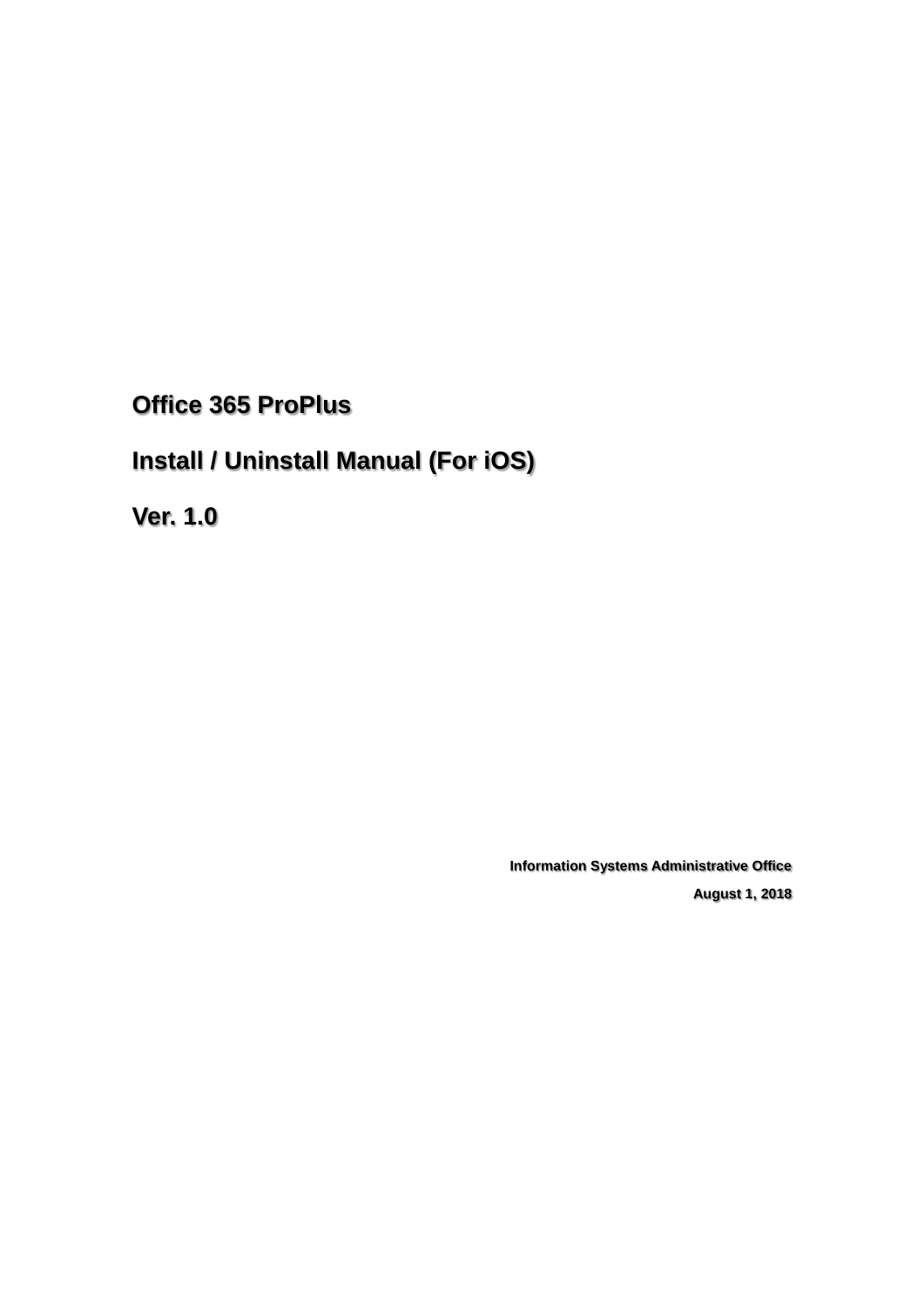# Office 365 ProPlus

# Install / Uninstall Manual (For iOS)

# Ver. 1.0

**Information Systems Administrative Office**

**August 1, 2018**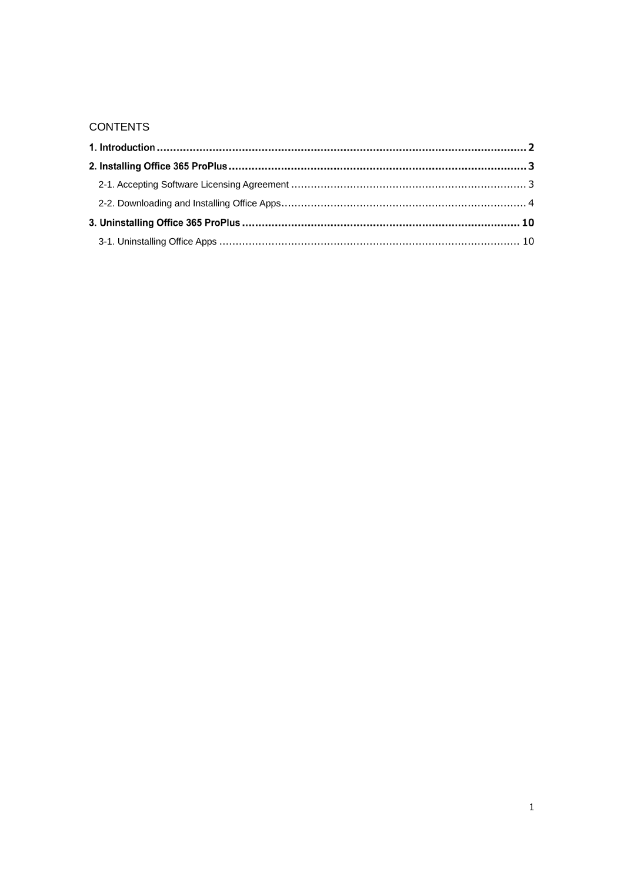CONTENTS

**1. Introduction ............................................................................................................. 2**

**2. Installing Office 365 ProPlus ......................................................................................... 3**

2-1. Accepting Software Licensing Agreement ....................................................................... 3

2-2. Downloading and Installing Office Apps .......................................................................... 4

**3. Uninstalling Office 365 ProPlus .................................................................................... 10**

3-1. Uninstalling Office Apps ........................................................................................... 10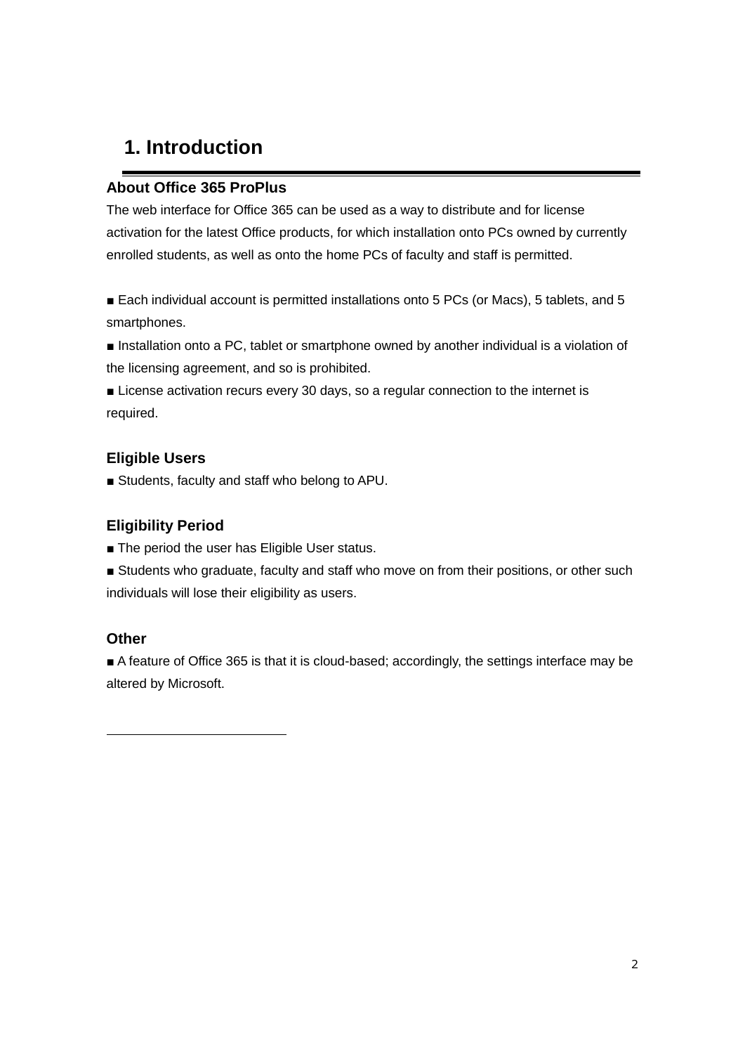# 1. Introduction

### About Office 365 ProPlus

The web interface for Office 365 can be used as a way to distribute and for license activation for the latest Office products, for which installation onto PCs owned by currently enrolled students, as well as onto the home PCs of faculty and staff is permitted.

■ Each individual account is permitted installations onto 5 PCs (or Macs), 5 tablets, and 5 smartphones.

■ Installation onto a PC, tablet or smartphone owned by another individual is a violation of the licensing agreement, and so is prohibited.

■ License activation recurs every 30 days, so a regular connection to the internet is required.

### Eligible Users

■ Students, faculty and staff who belong to APU.

### Eligibility Period

■ The period the user has Eligible User status.

■ Students who graduate, faculty and staff who move on from their positions, or other such individuals will lose their eligibility as users.

### Other

■ A feature of Office 365 is that it is cloud-based; accordingly, the settings interface may be altered by Microsoft.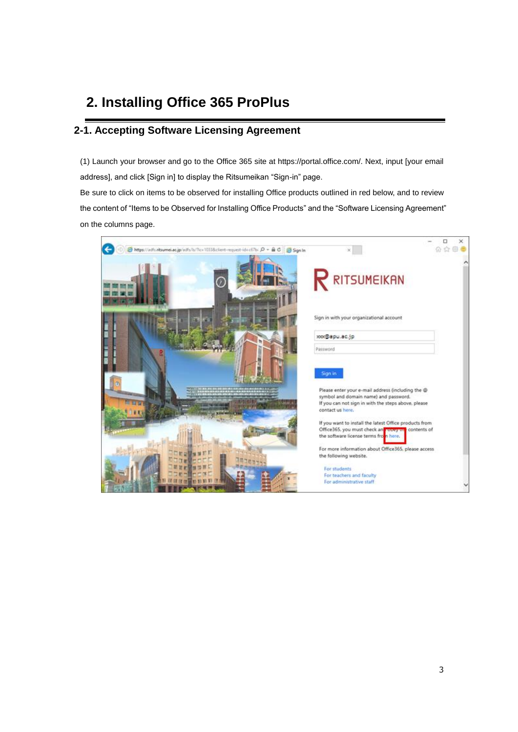# 2. Installing Office 365 ProPlus

## 2-1. Accepting Software Licensing Agreement

(1) Launch your browser and go to the Office 365 site at https://portal.office.com/. Next, input [your email address], and click [Sign in] to display the Ritsumeikan “Sign-in” page.

Be sure to click on items to be observed for installing Office products outlined in red below, and to review the content of “Items to be Observed for Installing Office Products” and the “Software Licensing Agreement” on the columns page.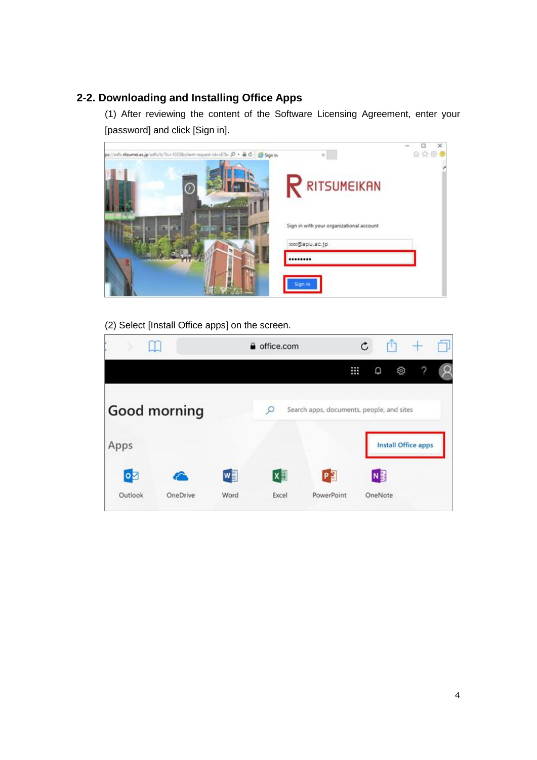## 2-2. Downloading and Installing Office Apps

(1) After reviewing the content of the Software Licensing Agreement, enter your [password] and click [Sign in].

(2) Select [Install Office apps] on the screen.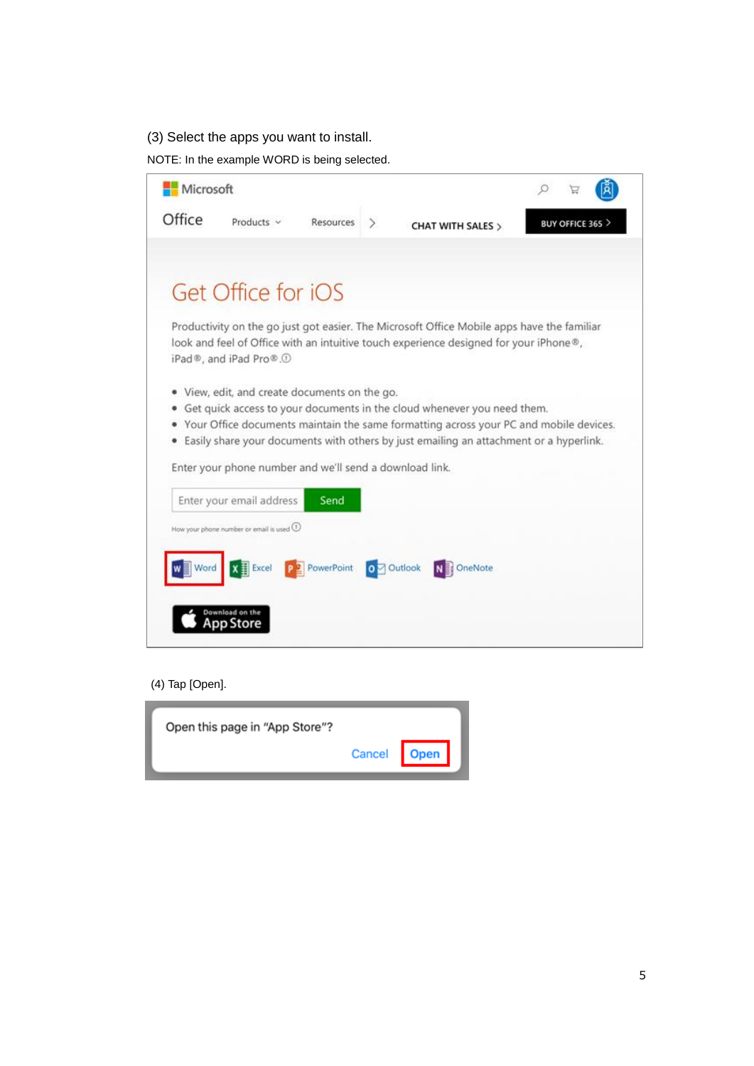(3) Select the apps you want to install.

NOTE: In the example WORD is being selected.

Microsoft

Office Products Resources CHAT WITH SALES BUY OFFICE 365

Get Office for iOS

Productivity on the go just got easier. The Microsoft Office Mobile apps have the familiar look and feel of Office with an intuitive touch experience designed for your iPhone®, iPad®, and iPad Pro®.

- View, edit, and create documents on the go.
- Get quick access to your documents in the cloud whenever you need them.
- Your Office documents maintain the same formatting across your PC and mobile devices.
- Easily share your documents with others by just emailing an attachment or a hyperlink.

Enter your phone number and we'll send a download link.

Enter your email address Send

How your phone number or email is used

Word Excel PowerPoint Outlook OneNote

Download on the App Store

(4) Tap [Open].

Open this page in "App Store"?

Cancel Open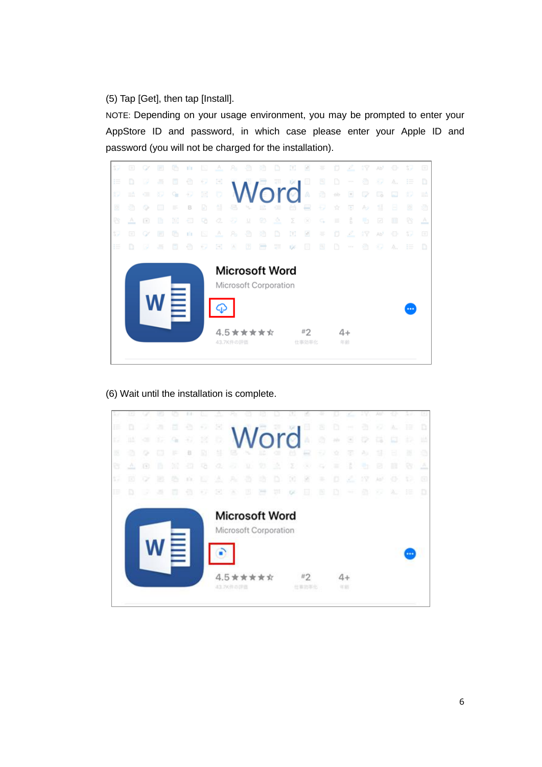(5) Tap [Get], then tap [Install].

NOTE: Depending on your usage environment, you may be prompted to enter your AppStore ID and password, in which case please enter your Apple ID and password (you will not be charged for the installation).

(6) Wait until the installation is complete.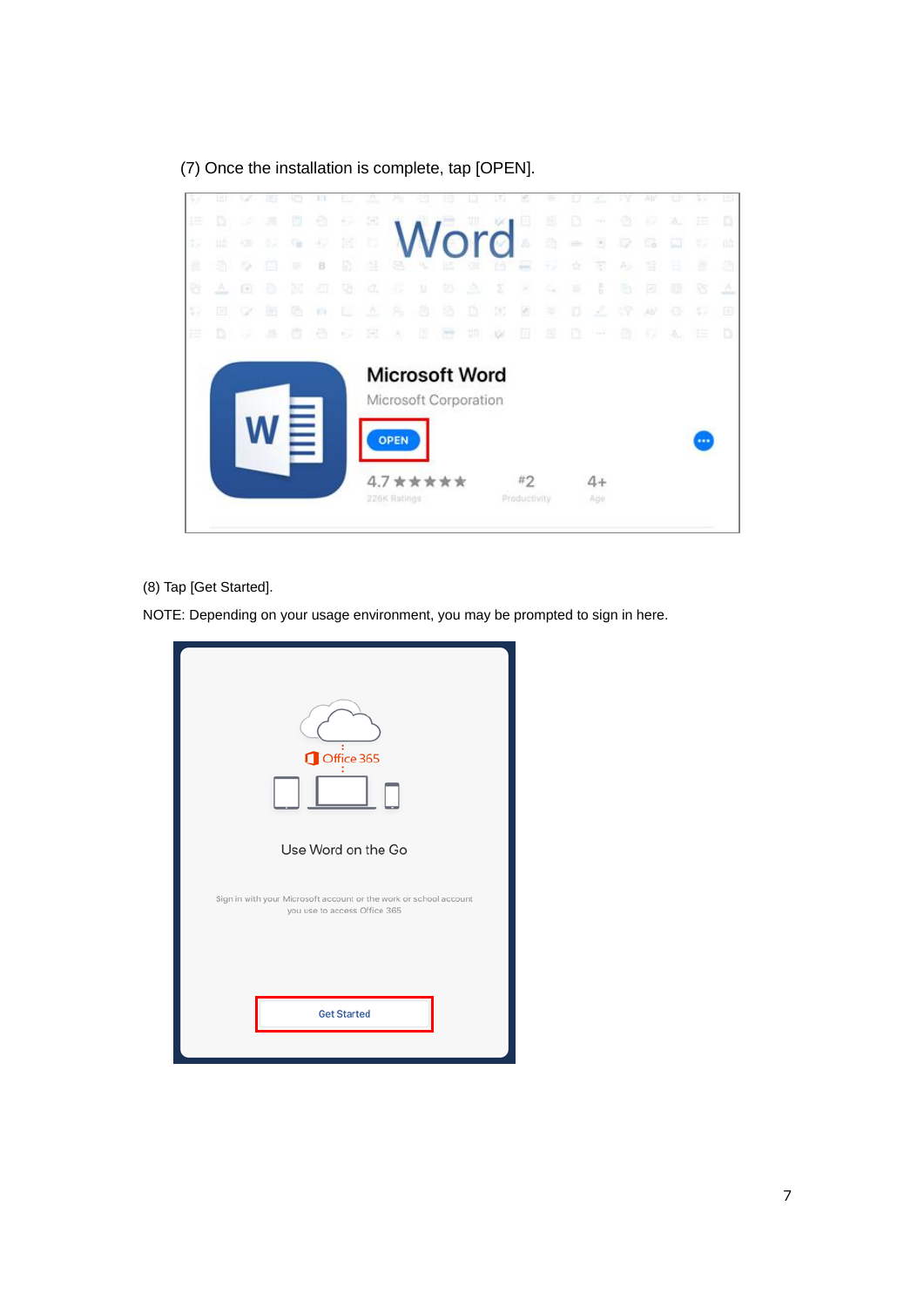(7) Once the installation is complete, tap [OPEN].

(8) Tap [Get Started].

NOTE: Depending on your usage environment, you may be prompted to sign in here.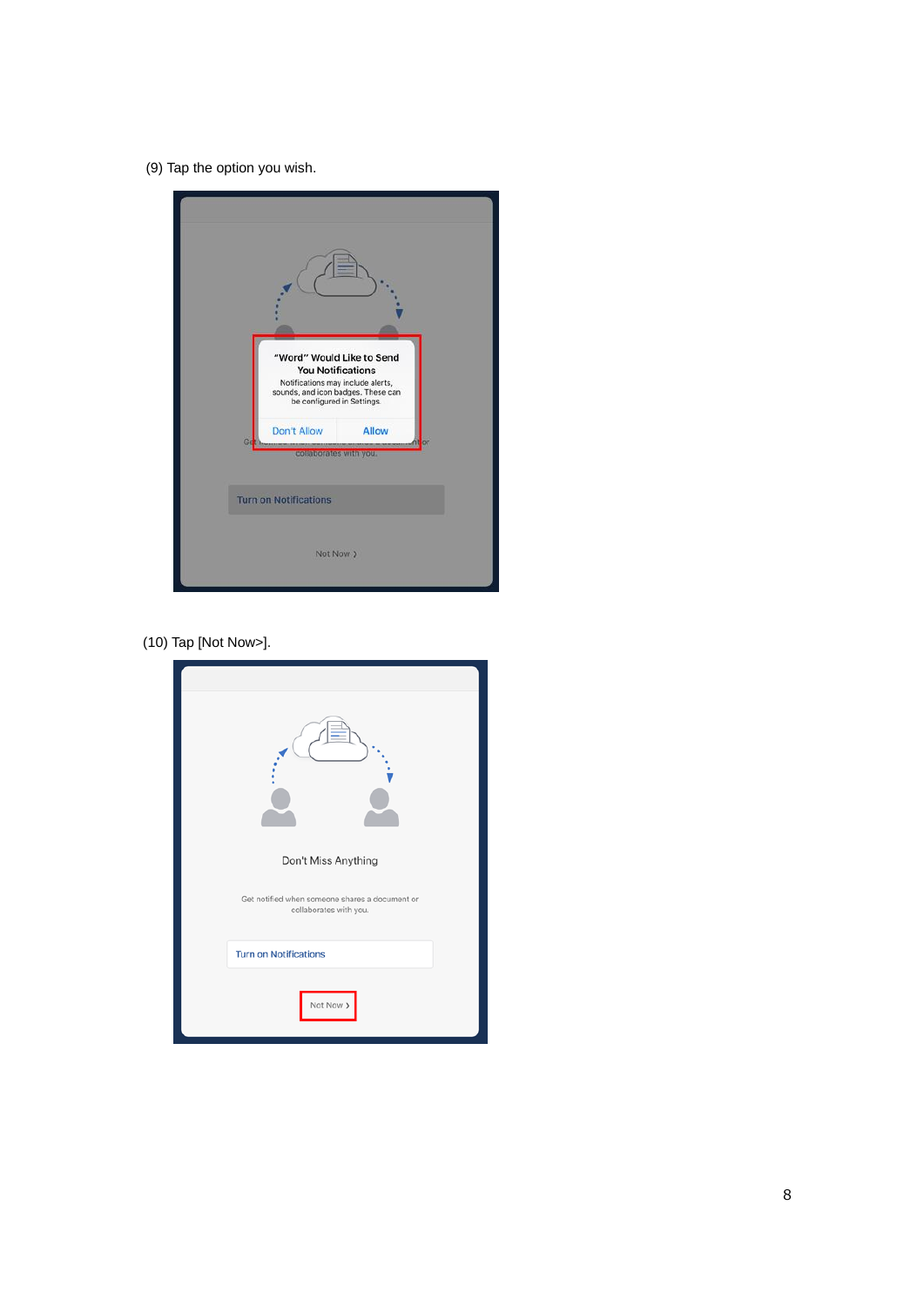(9) Tap the option you wish.

(10) Tap [Not Now>].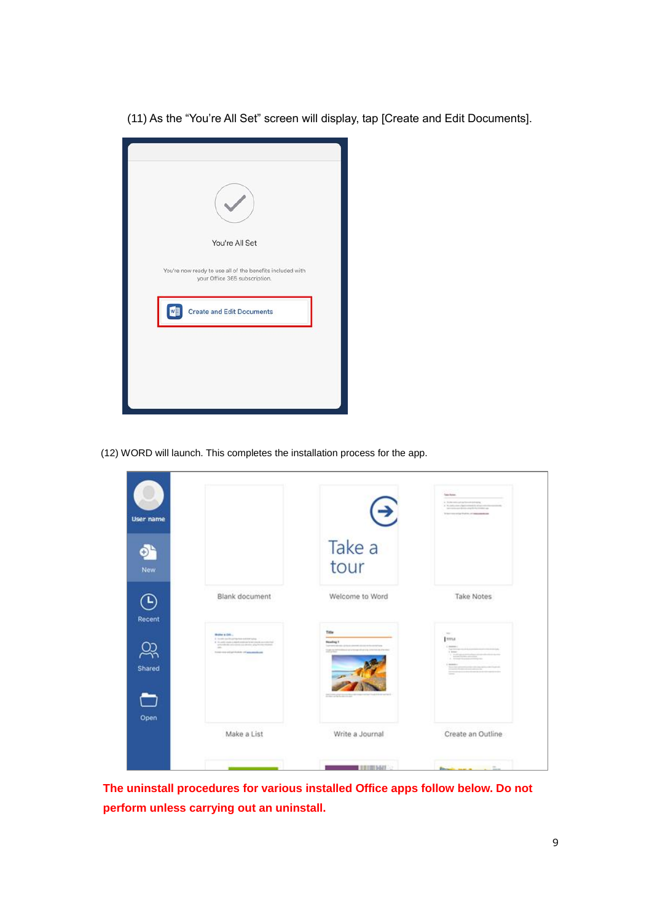(11) As the “You’re All Set” screen will display, tap [Create and Edit Documents].

(12) WORD will launch. This completes the installation process for the app.

**The uninstall procedures for various installed Office apps follow below. Do not perform unless carrying out an uninstall.**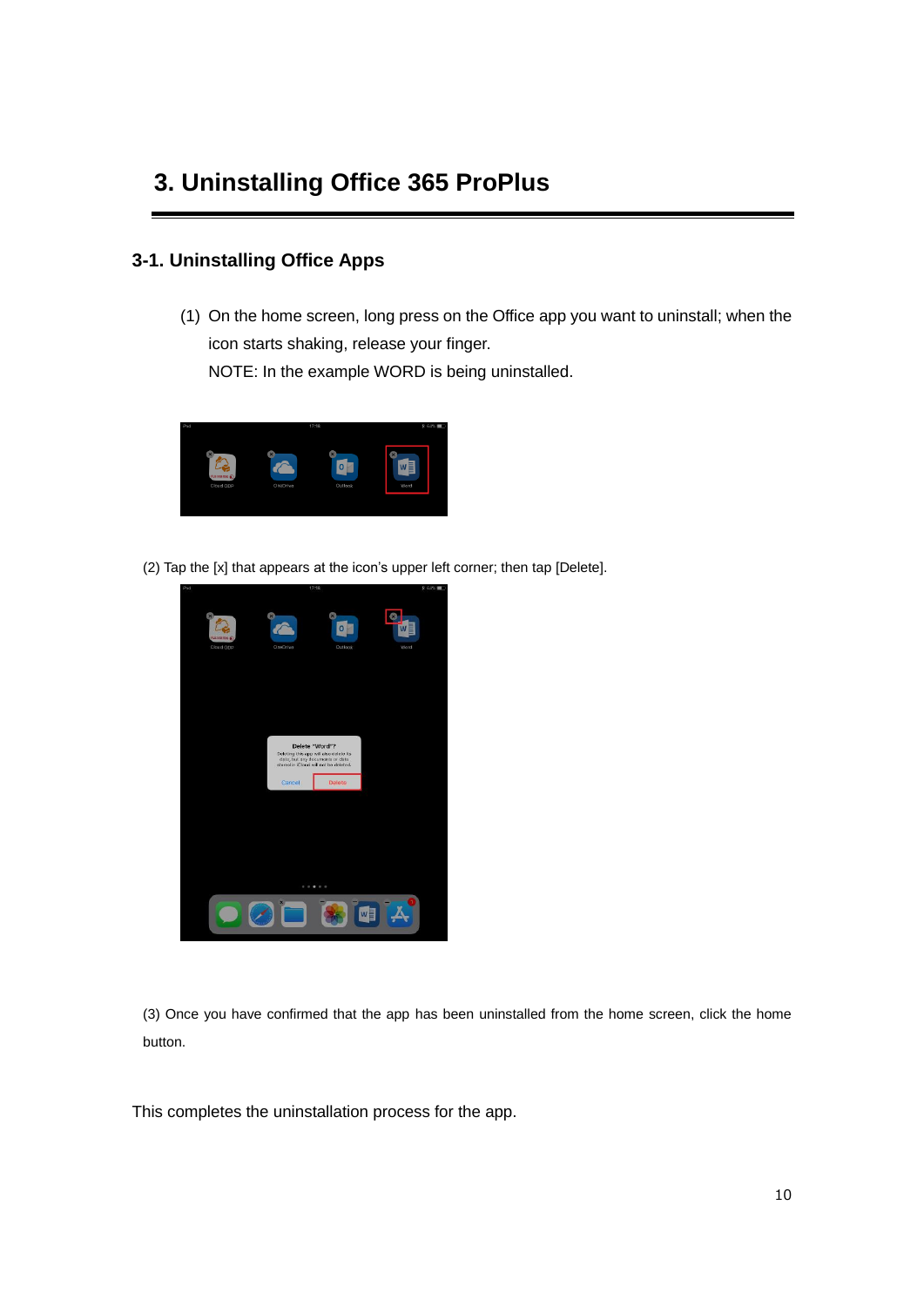# 3. Uninstalling Office 365 ProPlus

## 3-1. Uninstalling Office Apps

(1) On the home screen, long press on the Office app you want to uninstall; when the icon starts shaking, release your finger.
NOTE: In the example WORD is being uninstalled.

(2) Tap the [x] that appears at the icon's upper left corner; then tap [Delete].

(3) Once you have confirmed that the app has been uninstalled from the home screen, click the home button.

This completes the uninstallation process for the app.